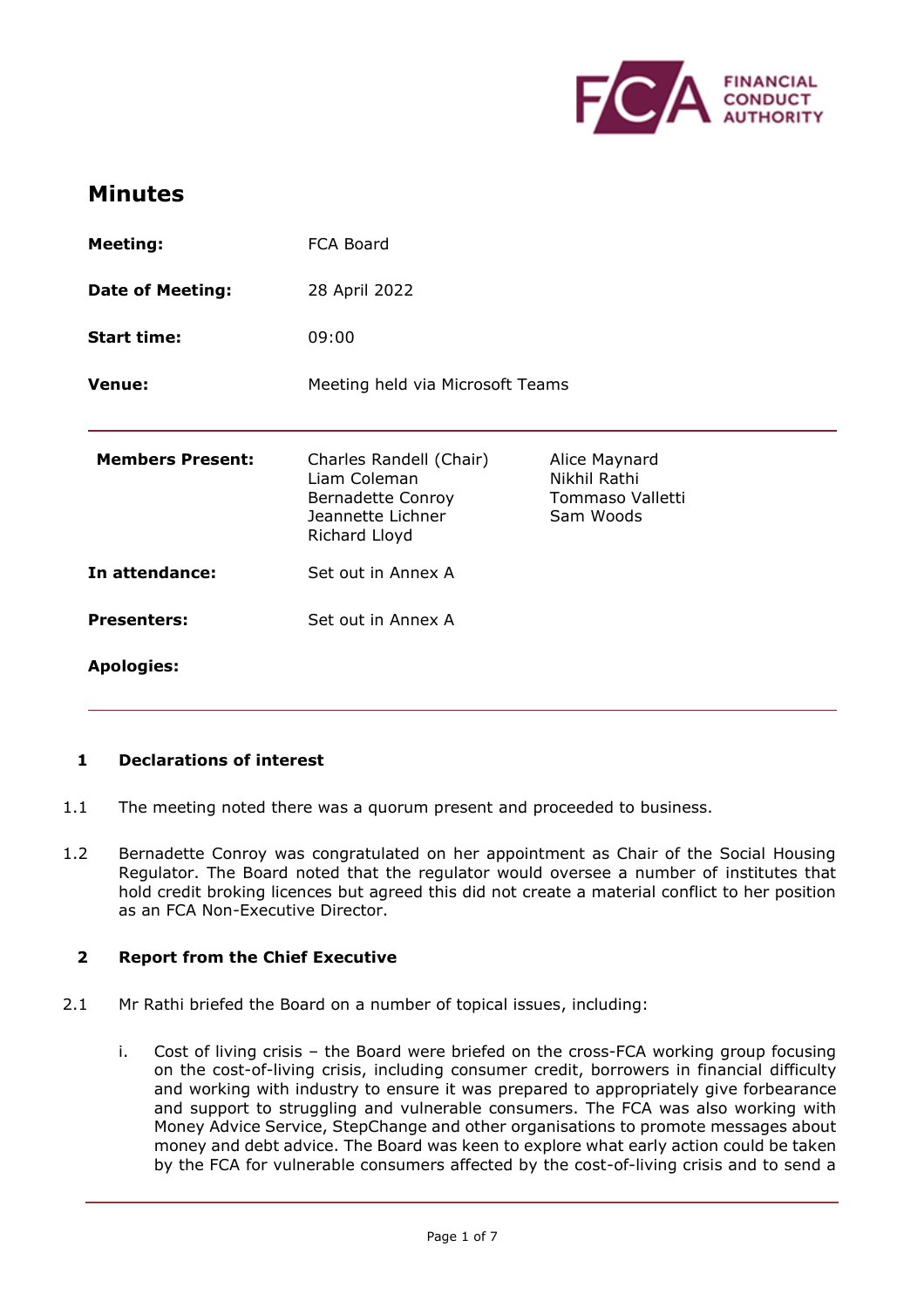# Minutes

| | | |
|---|---|---|
| **Meeting:** | FCA Board | |
| **Date of Meeting:** | 28 April 2022 | |
| **Start time:** | 09:00 | |
| **Venue:** | Meeting held via Microsoft Teams | |
| **Members Present:** | Charles Randell (Chair)<br>Liam Coleman<br>Bernadette Conroy<br>Jeannette Lichner<br>Richard Lloyd | Alice Maynard<br>Nikhil Rathi<br>Tommaso Valletti<br>Sam Woods |
| **In attendance:** | Set out in Annex A | |
| **Presenters:** | Set out in Annex A | |
| **Apologies:** | | |

## 1 Declarations of interest

1.1 The meeting noted there was a quorum present and proceeded to business.

1.2 Bernadette Conroy was congratulated on her appointment as Chair of the Social Housing Regulator. The Board noted that the regulator would oversee a number of institutes that hold credit broking licences but agreed this did not create a material conflict to her position as an FCA Non-Executive Director.

## 2 Report from the Chief Executive

2.1 Mr Rathi briefed the Board on a number of topical issues, including:

i. Cost of living crisis – the Board were briefed on the cross-FCA working group focusing on the cost-of-living crisis, including consumer credit, borrowers in financial difficulty and working with industry to ensure it was prepared to appropriately give forbearance and support to struggling and vulnerable consumers. The FCA was also working with Money Advice Service, StepChange and other organisations to promote messages about money and debt advice. The Board was keen to explore what early action could be taken by the FCA for vulnerable consumers affected by the cost-of-living crisis and to send a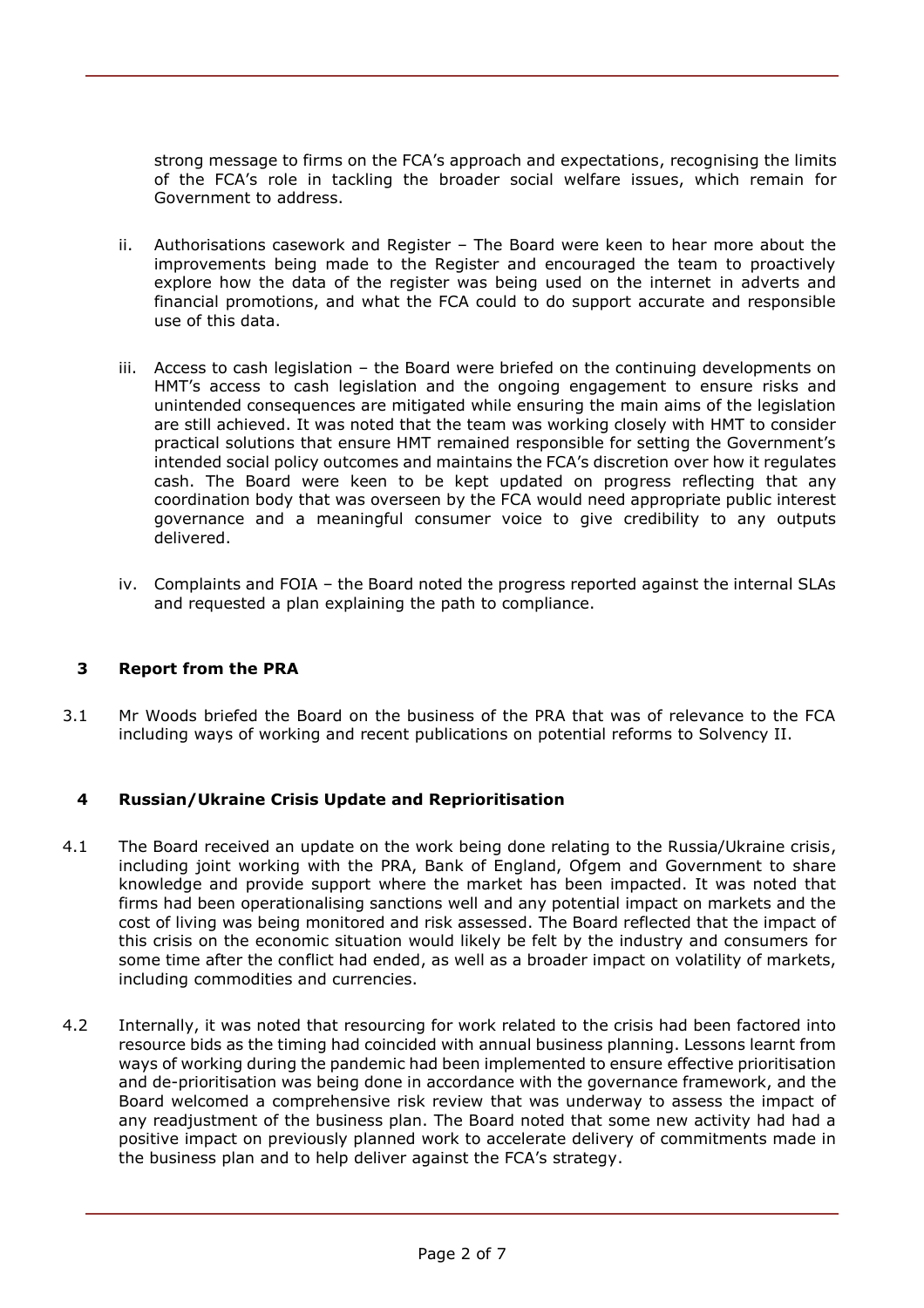strong message to firms on the FCA's approach and expectations, recognising the limits of the FCA's role in tackling the broader social welfare issues, which remain for Government to address.

ii. Authorisations casework and Register – The Board were keen to hear more about the improvements being made to the Register and encouraged the team to proactively explore how the data of the register was being used on the internet in adverts and financial promotions, and what the FCA could to do support accurate and responsible use of this data.

iii. Access to cash legislation – the Board were briefed on the continuing developments on HMT's access to cash legislation and the ongoing engagement to ensure risks and unintended consequences are mitigated while ensuring the main aims of the legislation are still achieved. It was noted that the team was working closely with HMT to consider practical solutions that ensure HMT remained responsible for setting the Government's intended social policy outcomes and maintains the FCA's discretion over how it regulates cash. The Board were keen to be kept updated on progress reflecting that any coordination body that was overseen by the FCA would need appropriate public interest governance and a meaningful consumer voice to give credibility to any outputs delivered.

iv. Complaints and FOIA – the Board noted the progress reported against the internal SLAs and requested a plan explaining the path to compliance.

## 3 Report from the PRA

3.1 Mr Woods briefed the Board on the business of the PRA that was of relevance to the FCA including ways of working and recent publications on potential reforms to Solvency II.

## 4 Russian/Ukraine Crisis Update and Reprioritisation

4.1 The Board received an update on the work being done relating to the Russia/Ukraine crisis, including joint working with the PRA, Bank of England, Ofgem and Government to share knowledge and provide support where the market has been impacted. It was noted that firms had been operationalising sanctions well and any potential impact on markets and the cost of living was being monitored and risk assessed. The Board reflected that the impact of this crisis on the economic situation would likely be felt by the industry and consumers for some time after the conflict had ended, as well as a broader impact on volatility of markets, including commodities and currencies.

4.2 Internally, it was noted that resourcing for work related to the crisis had been factored into resource bids as the timing had coincided with annual business planning. Lessons learnt from ways of working during the pandemic had been implemented to ensure effective prioritisation and de-prioritisation was being done in accordance with the governance framework, and the Board welcomed a comprehensive risk review that was underway to assess the impact of any readjustment of the business plan. The Board noted that some new activity had had a positive impact on previously planned work to accelerate delivery of commitments made in the business plan and to help deliver against the FCA's strategy.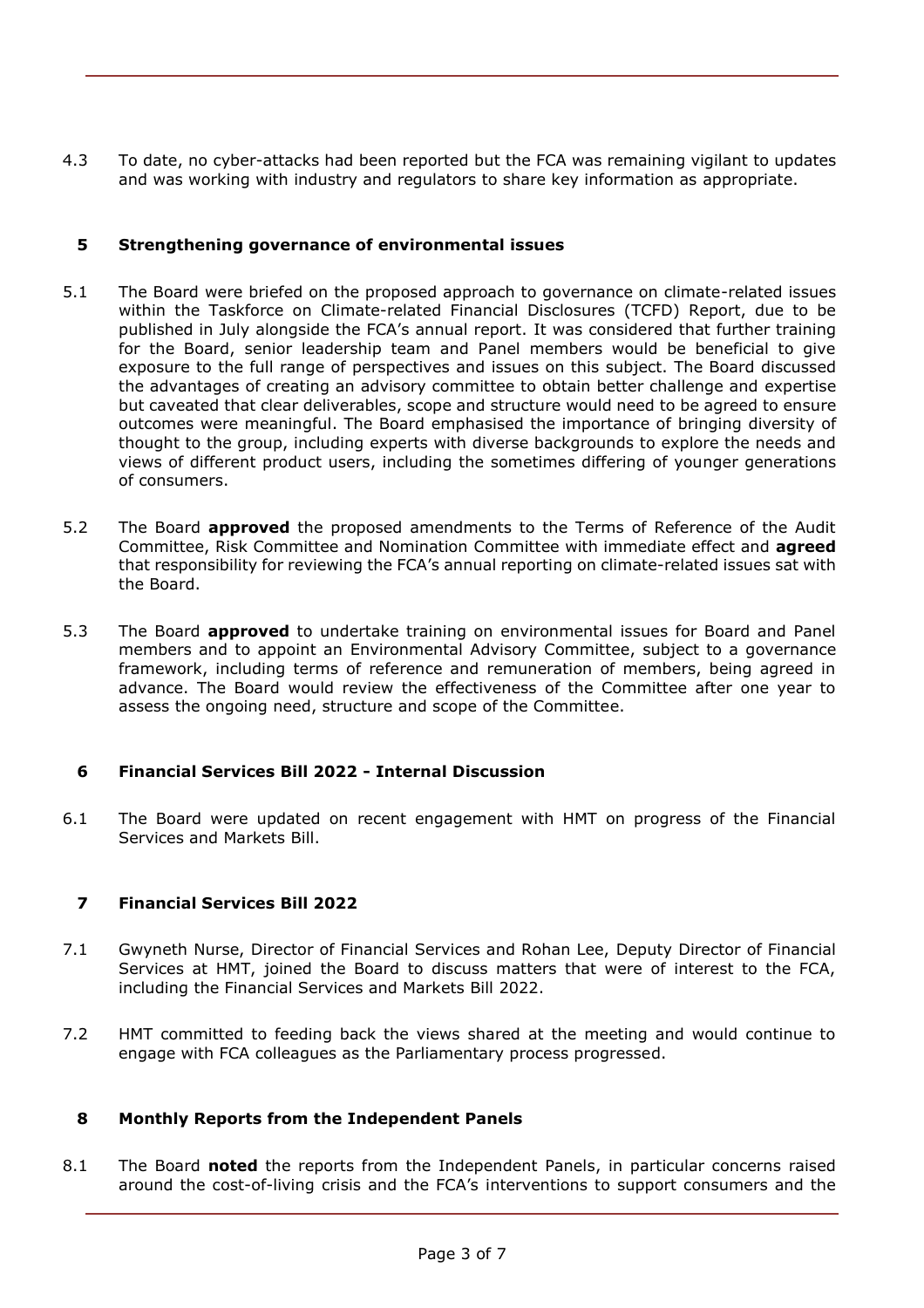4.3 To date, no cyber-attacks had been reported but the FCA was remaining vigilant to updates and was working with industry and regulators to share key information as appropriate.

## 5 Strengthening governance of environmental issues

5.1 The Board were briefed on the proposed approach to governance on climate-related issues within the Taskforce on Climate-related Financial Disclosures (TCFD) Report, due to be published in July alongside the FCA's annual report. It was considered that further training for the Board, senior leadership team and Panel members would be beneficial to give exposure to the full range of perspectives and issues on this subject. The Board discussed the advantages of creating an advisory committee to obtain better challenge and expertise but caveated that clear deliverables, scope and structure would need to be agreed to ensure outcomes were meaningful. The Board emphasised the importance of bringing diversity of thought to the group, including experts with diverse backgrounds to explore the needs and views of different product users, including the sometimes differing of younger generations of consumers.

5.2 The Board **approved** the proposed amendments to the Terms of Reference of the Audit Committee, Risk Committee and Nomination Committee with immediate effect and **agreed** that responsibility for reviewing the FCA's annual reporting on climate-related issues sat with the Board.

5.3 The Board **approved** to undertake training on environmental issues for Board and Panel members and to appoint an Environmental Advisory Committee, subject to a governance framework, including terms of reference and remuneration of members, being agreed in advance. The Board would review the effectiveness of the Committee after one year to assess the ongoing need, structure and scope of the Committee.

## 6 Financial Services Bill 2022 - Internal Discussion

6.1 The Board were updated on recent engagement with HMT on progress of the Financial Services and Markets Bill.

## 7 Financial Services Bill 2022

7.1 Gwyneth Nurse, Director of Financial Services and Rohan Lee, Deputy Director of Financial Services at HMT, joined the Board to discuss matters that were of interest to the FCA, including the Financial Services and Markets Bill 2022.

7.2 HMT committed to feeding back the views shared at the meeting and would continue to engage with FCA colleagues as the Parliamentary process progressed.

## 8 Monthly Reports from the Independent Panels

8.1 The Board **noted** the reports from the Independent Panels, in particular concerns raised around the cost-of-living crisis and the FCA's interventions to support consumers and the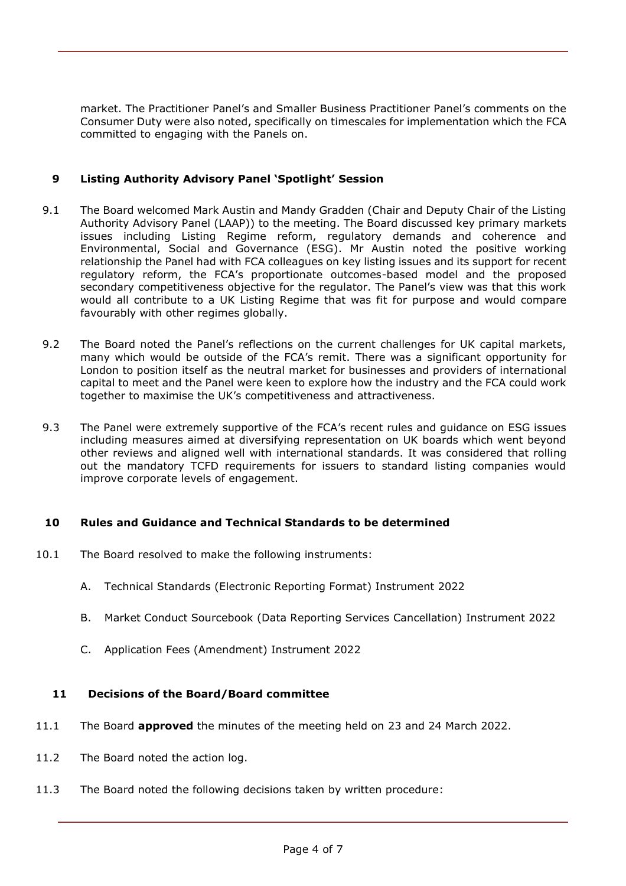market. The Practitioner Panel's and Smaller Business Practitioner Panel's comments on the Consumer Duty were also noted, specifically on timescales for implementation which the FCA committed to engaging with the Panels on.

## 9 Listing Authority Advisory Panel 'Spotlight' Session

9.1 The Board welcomed Mark Austin and Mandy Gradden (Chair and Deputy Chair of the Listing Authority Advisory Panel (LAAP)) to the meeting. The Board discussed key primary markets issues including Listing Regime reform, regulatory demands and coherence and Environmental, Social and Governance (ESG). Mr Austin noted the positive working relationship the Panel had with FCA colleagues on key listing issues and its support for recent regulatory reform, the FCA's proportionate outcomes-based model and the proposed secondary competitiveness objective for the regulator. The Panel's view was that this work would all contribute to a UK Listing Regime that was fit for purpose and would compare favourably with other regimes globally.

9.2 The Board noted the Panel's reflections on the current challenges for UK capital markets, many which would be outside of the FCA's remit. There was a significant opportunity for London to position itself as the neutral market for businesses and providers of international capital to meet and the Panel were keen to explore how the industry and the FCA could work together to maximise the UK's competitiveness and attractiveness.

9.3 The Panel were extremely supportive of the FCA's recent rules and guidance on ESG issues including measures aimed at diversifying representation on UK boards which went beyond other reviews and aligned well with international standards. It was considered that rolling out the mandatory TCFD requirements for issuers to standard listing companies would improve corporate levels of engagement.

## 10 Rules and Guidance and Technical Standards to be determined

10.1 The Board resolved to make the following instruments:

A. Technical Standards (Electronic Reporting Format) Instrument 2022

B. Market Conduct Sourcebook (Data Reporting Services Cancellation) Instrument 2022

C. Application Fees (Amendment) Instrument 2022

## 11 Decisions of the Board/Board committee

11.1 The Board **approved** the minutes of the meeting held on 23 and 24 March 2022.

11.2 The Board noted the action log.

11.3 The Board noted the following decisions taken by written procedure: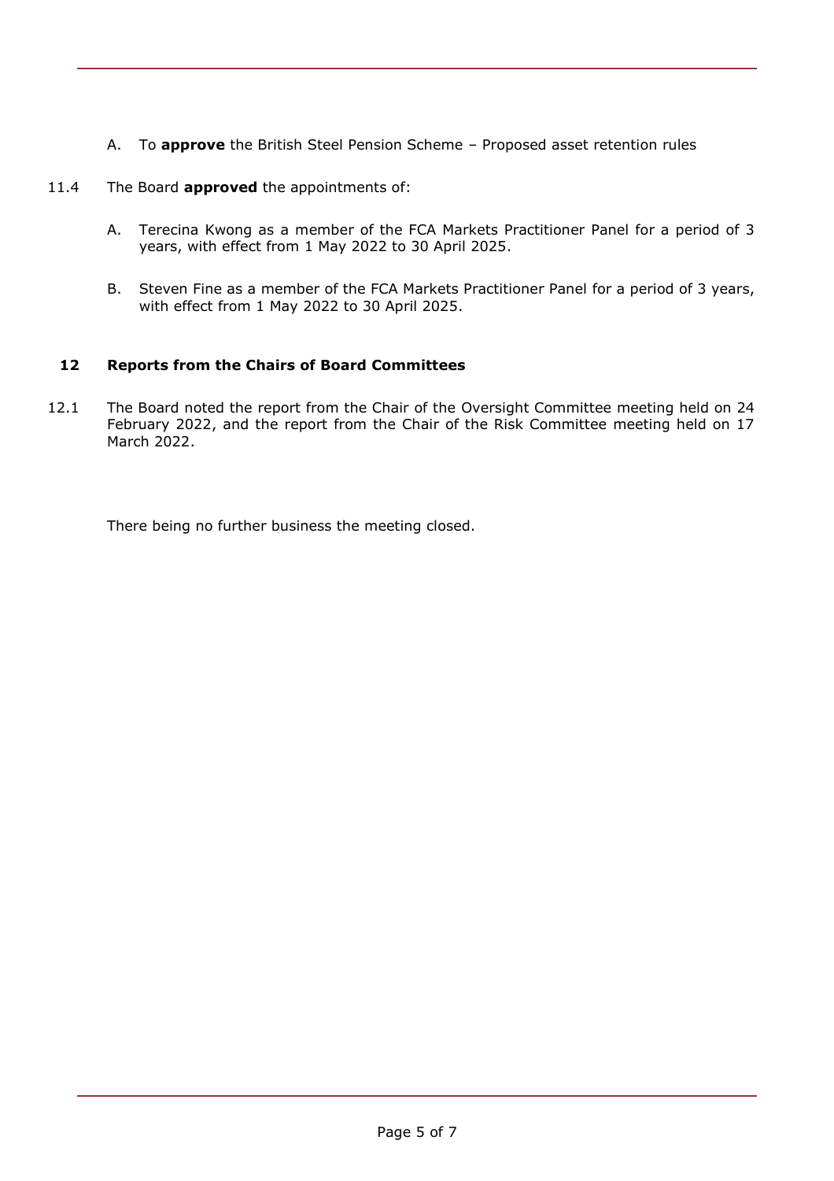A. To **approve** the British Steel Pension Scheme – Proposed asset retention rules

11.4 The Board **approved** the appointments of:

A. Terecina Kwong as a member of the FCA Markets Practitioner Panel for a period of 3 years, with effect from 1 May 2022 to 30 April 2025.

B. Steven Fine as a member of the FCA Markets Practitioner Panel for a period of 3 years, with effect from 1 May 2022 to 30 April 2025.

## 12 Reports from the Chairs of Board Committees

12.1 The Board noted the report from the Chair of the Oversight Committee meeting held on 24 February 2022, and the report from the Chair of the Risk Committee meeting held on 17 March 2022.

There being no further business the meeting closed.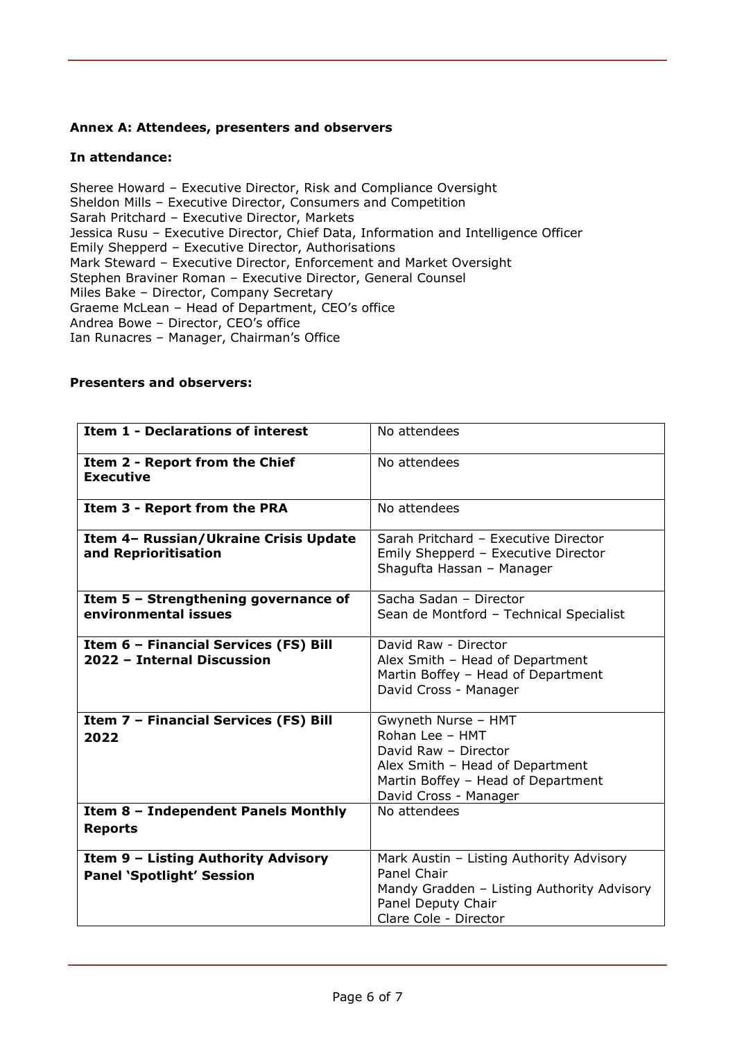**Annex A: Attendees, presenters and observers**

**In attendance:**

Sheree Howard – Executive Director, Risk and Compliance Oversight
Sheldon Mills – Executive Director, Consumers and Competition
Sarah Pritchard – Executive Director, Markets
Jessica Rusu – Executive Director, Chief Data, Information and Intelligence Officer
Emily Shepperd – Executive Director, Authorisations
Mark Steward – Executive Director, Enforcement and Market Oversight
Stephen Braviner Roman – Executive Director, General Counsel
Miles Bake – Director, Company Secretary
Graeme McLean – Head of Department, CEO's office
Andrea Bowe – Director, CEO's office
Ian Runacres – Manager, Chairman's Office

**Presenters and observers:**

| | |
|---|---|
| **Item 1 - Declarations of interest** | No attendees |
| **Item 2 - Report from the Chief Executive** | No attendees |
| **Item 3 - Report from the PRA** | No attendees |
| **Item 4– Russian/Ukraine Crisis Update and Reprioritisation** | Sarah Pritchard – Executive Director<br>Emily Shepperd – Executive Director<br>Shagufta Hassan – Manager |
| **Item 5 – Strengthening governance of environmental issues** | Sacha Sadan – Director<br>Sean de Montford – Technical Specialist |
| **Item 6 – Financial Services (FS) Bill 2022 – Internal Discussion** | David Raw - Director<br>Alex Smith – Head of Department<br>Martin Boffey – Head of Department<br>David Cross - Manager |
| **Item 7 – Financial Services (FS) Bill 2022** | Gwyneth Nurse – HMT<br>Rohan Lee – HMT<br>David Raw – Director<br>Alex Smith – Head of Department<br>Martin Boffey – Head of Department<br>David Cross - Manager |
| **Item 8 – Independent Panels Monthly Reports** | No attendees |
| **Item 9 – Listing Authority Advisory Panel 'Spotlight' Session** | Mark Austin – Listing Authority Advisory Panel Chair<br>Mandy Gradden – Listing Authority Advisory Panel Deputy Chair<br>Clare Cole - Director |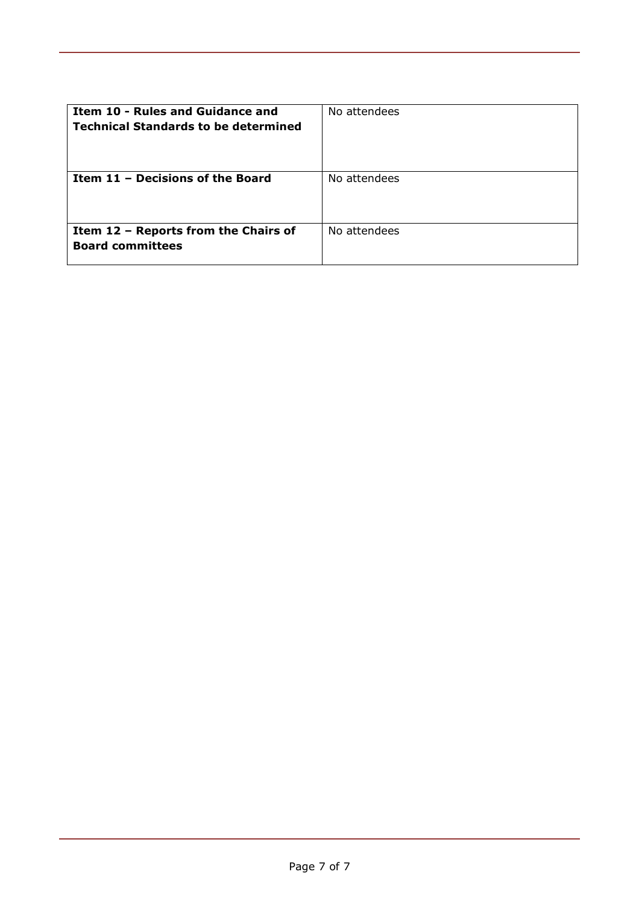| | |
|---|---|
| **Item 10 - Rules and Guidance and Technical Standards to be determined** | No attendees |
| **Item 11 – Decisions of the Board** | No attendees |
| **Item 12 – Reports from the Chairs of Board committees** | No attendees |